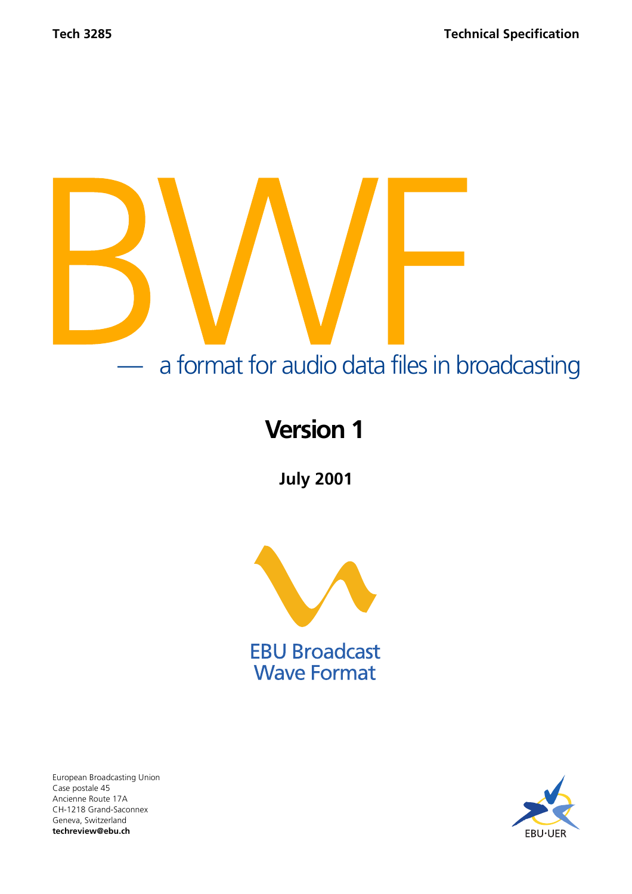Tech 3285

Technical Specification

# BWF

## — a format for audio data files in broadcasting

## Version 1

**July 2001**

EBU Broadcast Wave Format

European Broadcasting Union
Case postale 45
Ancienne Route 17A
CH-1218 Grand-Saconnex
Geneva, Switzerland
**techreview@ebu.ch**

EBU·UER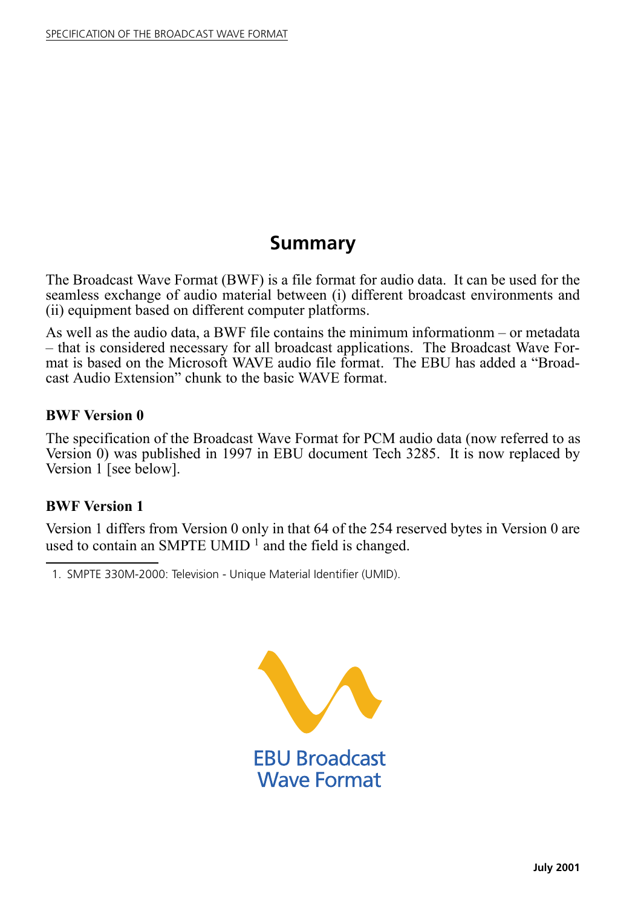# Summary

The Broadcast Wave Format (BWF) is a file format for audio data. It can be used for the seamless exchange of audio material between (i) different broadcast environments and (ii) equipment based on different computer platforms.

As well as the audio data, a BWF file contains the minimum informationm – or metadata – that is considered necessary for all broadcast applications. The Broadcast Wave Format is based on the Microsoft WAVE audio file format. The EBU has added a "Broadcast Audio Extension" chunk to the basic WAVE format.

**BWF Version 0**

The specification of the Broadcast Wave Format for PCM audio data (now referred to as Version 0) was published in 1997 in EBU document Tech 3285. It is now replaced by Version 1 [see below].

**BWF Version 1**

Version 1 differs from Version 0 only in that 64 of the 254 reserved bytes in Version 0 are used to contain an SMPTE UMID [1] and the field is changed.

1. SMPTE 330M-2000: Television - Unique Material Identifier (UMID).

EBU Broadcast Wave Format

July 2001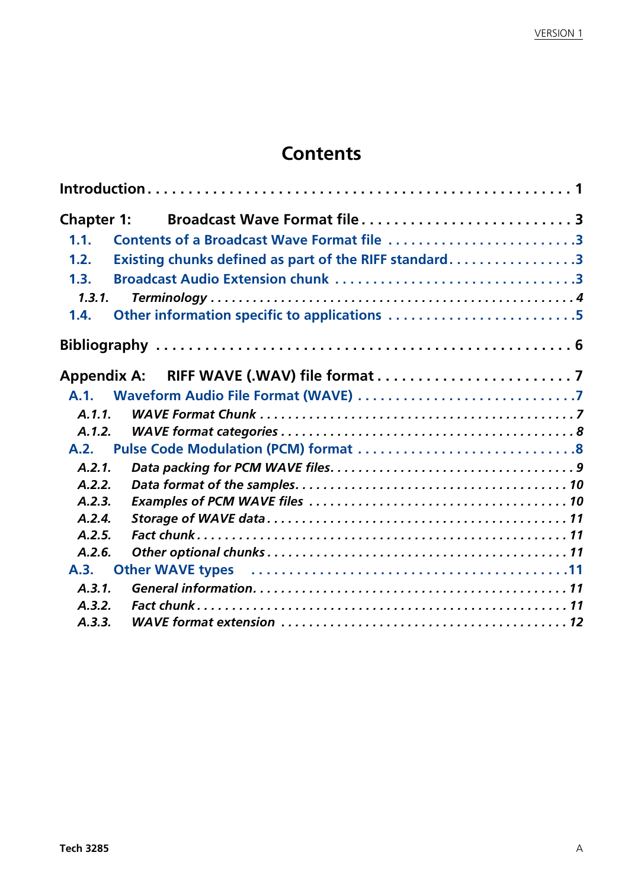# Contents

Introduction . . . . . . . . . . . . . . . . . . . . . . . . . . . . . . . . . . . . . . . . . . . . . . 1

Chapter 1: Broadcast Wave Format file . . . . . . . . . . . . . . . . . . . . . . . . . 3

- 1.1. Contents of a Broadcast Wave Format file . . . . . . . . . . . . . . . . . . . . . . . 3
- 1.2. Existing chunks defined as part of the RIFF standard . . . . . . . . . . . . . . . . 3
- 1.3. Broadcast Audio Extension chunk . . . . . . . . . . . . . . . . . . . . . . . . . . . . . 3
  - *1.3.1. Terminology . . . . . . . . . . . . . . . . . . . . . . . . . . . . . . . . . . . . . . . . . 4*
- 1.4. Other information specific to applications . . . . . . . . . . . . . . . . . . . . . . . 5

Bibliography . . . . . . . . . . . . . . . . . . . . . . . . . . . . . . . . . . . . . . . . . . . . . . 6

Appendix A: RIFF WAVE (.WAV) file format . . . . . . . . . . . . . . . . . . . . . . . 7

- A.1. Waveform Audio File Format (WAVE) . . . . . . . . . . . . . . . . . . . . . . . . . . 7
  - *A.1.1. WAVE Format Chunk . . . . . . . . . . . . . . . . . . . . . . . . . . . . . . . . . . . 7*
  - *A.1.2. WAVE format categories . . . . . . . . . . . . . . . . . . . . . . . . . . . . . . . . 8*
- A.2. Pulse Code Modulation (PCM) format . . . . . . . . . . . . . . . . . . . . . . . . . . . 8
  - *A.2.1. Data packing for PCM WAVE files . . . . . . . . . . . . . . . . . . . . . . . . . . 9*
  - *A.2.2. Data format of the samples . . . . . . . . . . . . . . . . . . . . . . . . . . . . . . 10*
  - *A.2.3. Examples of PCM WAVE files . . . . . . . . . . . . . . . . . . . . . . . . . . . . 10*
  - *A.2.4. Storage of WAVE data . . . . . . . . . . . . . . . . . . . . . . . . . . . . . . . . . 11*
  - *A.2.5. Fact chunk . . . . . . . . . . . . . . . . . . . . . . . . . . . . . . . . . . . . . . . . 11*
  - *A.2.6. Other optional chunks . . . . . . . . . . . . . . . . . . . . . . . . . . . . . . . . 11*
- A.3. Other WAVE types . . . . . . . . . . . . . . . . . . . . . . . . . . . . . . . . . . . . . . . 11
  - *A.3.1. General information . . . . . . . . . . . . . . . . . . . . . . . . . . . . . . . . . . . 11*
  - *A.3.2. Fact chunk . . . . . . . . . . . . . . . . . . . . . . . . . . . . . . . . . . . . . . . . 11*
  - *A.3.3. WAVE format extension . . . . . . . . . . . . . . . . . . . . . . . . . . . . . . . . 12*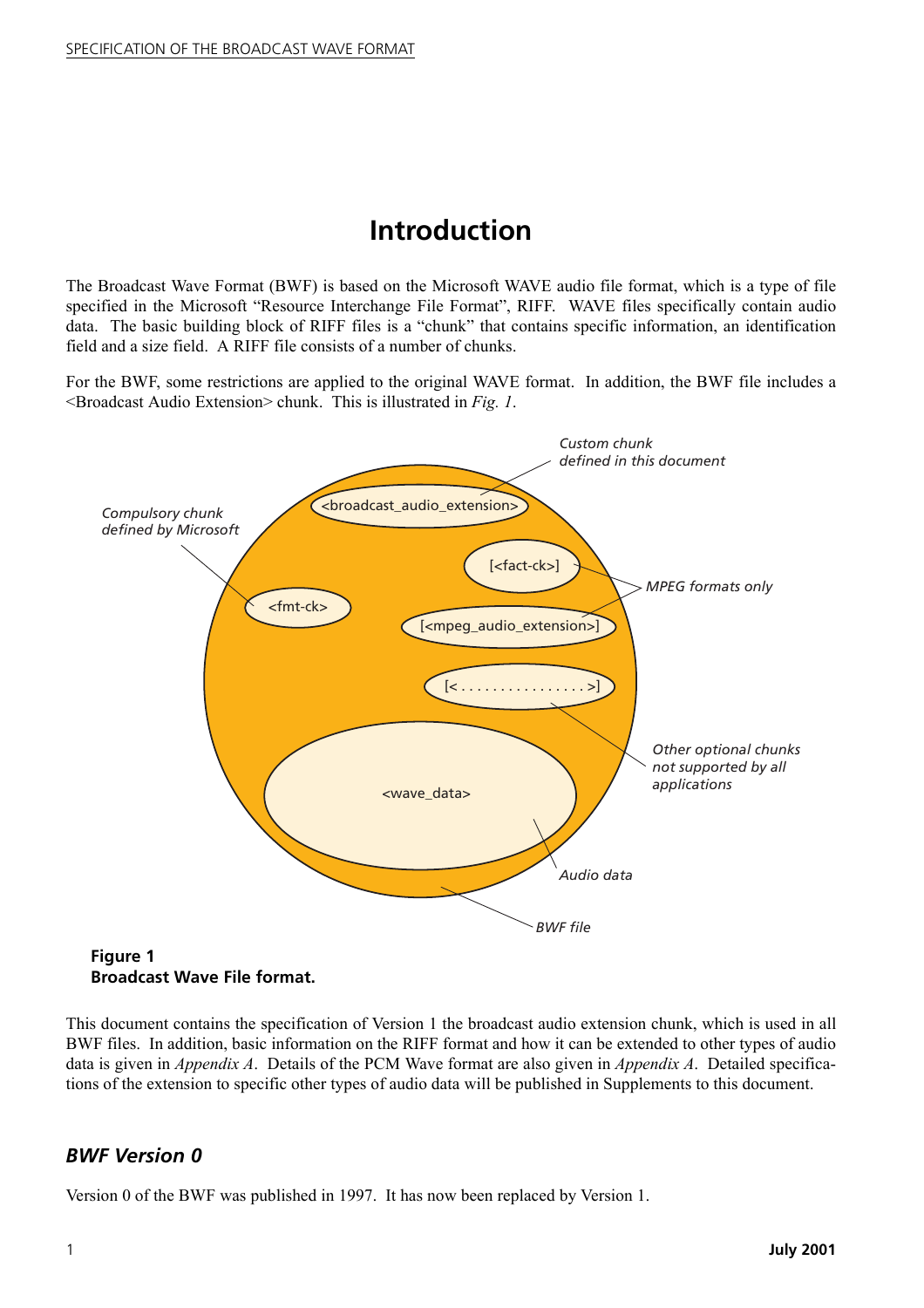# Introduction

The Broadcast Wave Format (BWF) is based on the Microsoft WAVE audio file format, which is a type of file specified in the Microsoft "Resource Interchange File Format", RIFF. WAVE files specifically contain audio data. The basic building block of RIFF files is a "chunk" that contains specific information, an identification field and a size field. A RIFF file consists of a number of chunks.

For the BWF, some restrictions are applied to the original WAVE format. In addition, the BWF file includes a <Broadcast Audio Extension> chunk. This is illustrated in *Fig. 1*.

*Custom chunk defined in this document*

<broadcast_audio_extension>

*Compulsory chunk defined by Microsoft*

<fmt-ck>

[<fact-ck>]

[<mpeg_audio_extension>]

*MPEG formats only*

[<. . . . . . . . . . . . . . . . >]

*Other optional chunks not supported by all applications*

<wave_data>

*Audio data*

*BWF file*

**Figure 1**
**Broadcast Wave File format.**

This document contains the specification of Version 1 the broadcast audio extension chunk, which is used in all BWF files. In addition, basic information on the RIFF format and how it can be extended to other types of audio data is given in *Appendix A*. Details of the PCM Wave format are also given in *Appendix A*. Detailed specifications of the extension to specific other types of audio data will be published in Supplements to this document.

## *BWF Version 0*

Version 0 of the BWF was published in 1997. It has now been replaced by Version 1.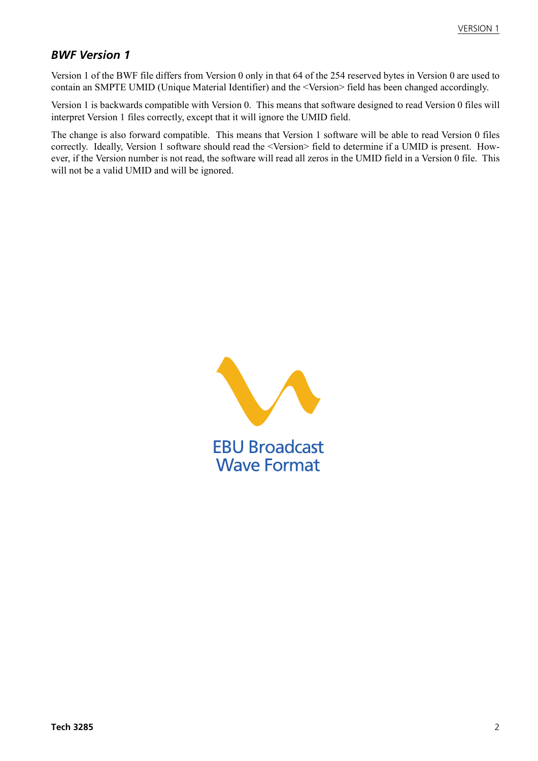## *BWF Version 1*

Version 1 of the BWF file differs from Version 0 only in that 64 of the 254 reserved bytes in Version 0 are used to contain an SMPTE UMID (Unique Material Identifier) and the <Version> field has been changed accordingly.

Version 1 is backwards compatible with Version 0. This means that software designed to read Version 0 files will interpret Version 1 files correctly, except that it will ignore the UMID field.

The change is also forward compatible. This means that Version 1 software will be able to read Version 0 files correctly. Ideally, Version 1 software should read the <Version> field to determine if a UMID is present. However, if the Version number is not read, the software will read all zeros in the UMID field in a Version 0 file. This will not be a valid UMID and will be ignored.

EBU Broadcast Wave Format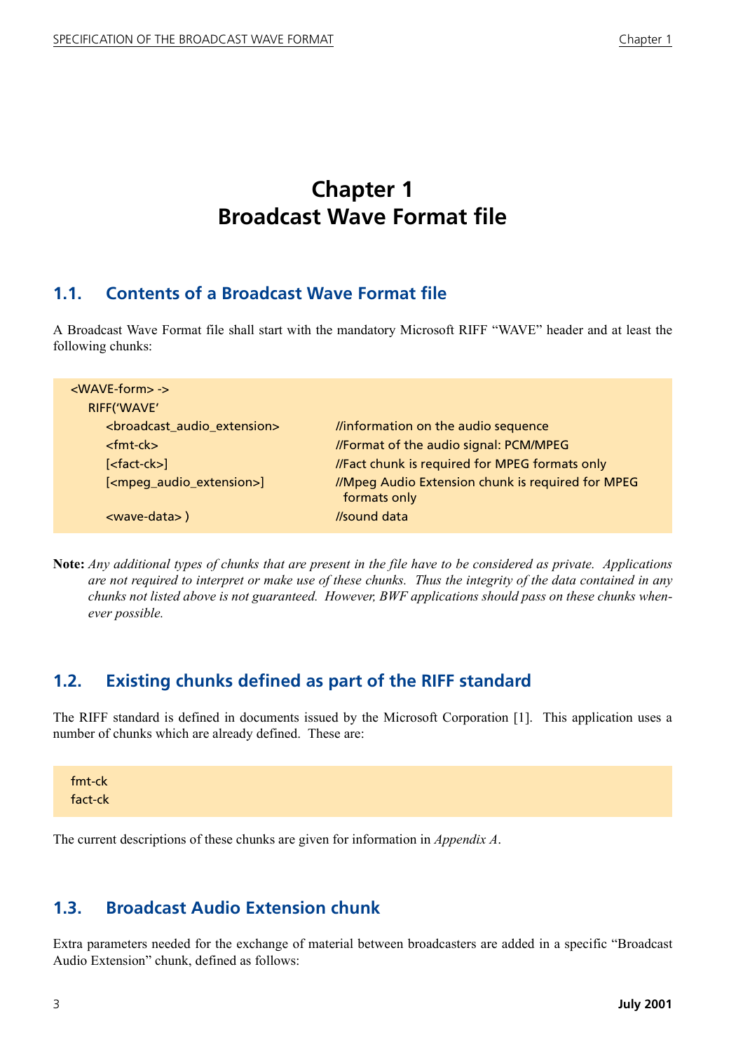# Chapter 1
# Broadcast Wave Format file

## 1.1. Contents of a Broadcast Wave Format file

A Broadcast Wave Format file shall start with the mandatory Microsoft RIFF "WAVE" header and at least the following chunks:

```
<WAVE-form> ->
   RIFF('WAVE'
      <broadcast_audio_extension>      //information on the audio sequence
      <fmt-ck>                         //Format of the audio signal: PCM/MPEG
      [<fact-ck>]                      //Fact chunk is required for MPEG formats only
      [<mpeg_audio_extension>]         //Mpeg Audio Extension chunk is required for MPEG
                                         formats only
      <wave-data> )                    //sound data
```

**Note:** *Any additional types of chunks that are present in the file have to be considered as private. Applications are not required to interpret or make use of these chunks. Thus the integrity of the data contained in any chunks not listed above is not guaranteed. However, BWF applications should pass on these chunks whenever possible.*

## 1.2. Existing chunks defined as part of the RIFF standard

The RIFF standard is defined in documents issued by the Microsoft Corporation [1]. This application uses a number of chunks which are already defined. These are:

```
fmt-ck
fact-ck
```

The current descriptions of these chunks are given for information in *Appendix A*.

## 1.3. Broadcast Audio Extension chunk

Extra parameters needed for the exchange of material between broadcasters are added in a specific "Broadcast Audio Extension" chunk, defined as follows: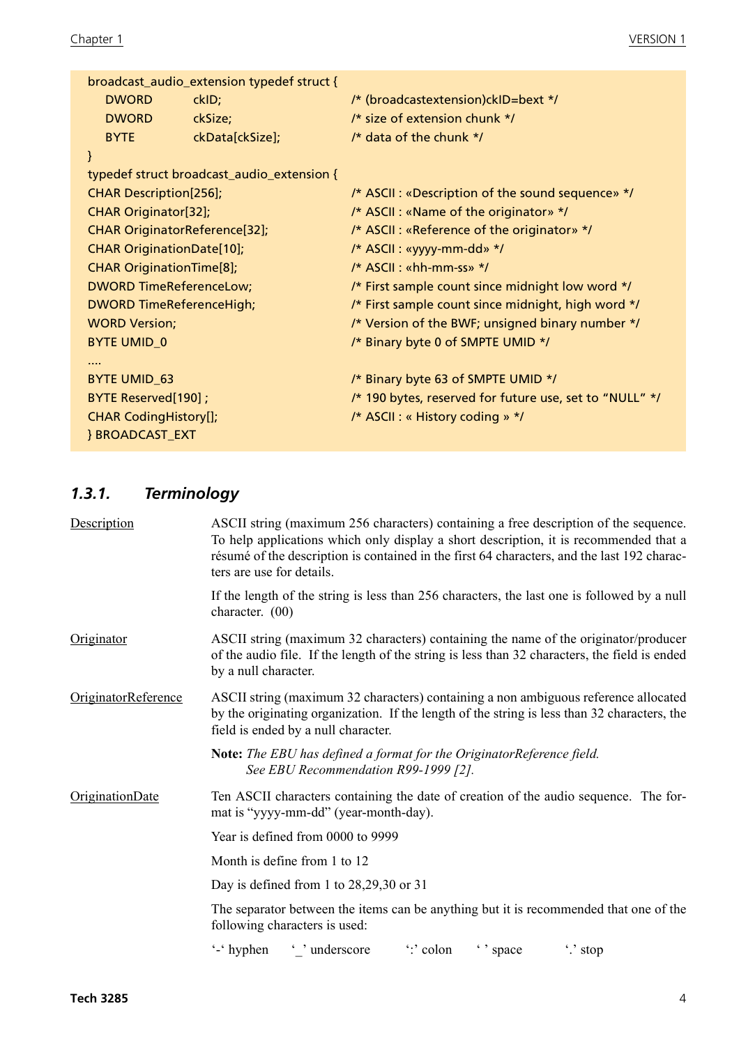```
broadcast_audio_extension typedef struct {
    DWORD       ckID;                   /* (broadcastextension)ckID=bext */
    DWORD       ckSize;                 /* size of extension chunk */
    BYTE        ckData[ckSize];         /* data of the chunk */
}
typedef struct broadcast_audio_extension {
CHAR Description[256];                  /* ASCII : «Description of the sound sequence» */
CHAR Originator[32];                    /* ASCII : «Name of the originator» */
CHAR OriginatorReference[32];           /* ASCII : «Reference of the originator» */
CHAR OriginationDate[10];               /* ASCII : «yyyy-mm-dd» */
CHAR OriginationTime[8];                /* ASCII : «hh-mm-ss» */
DWORD TimeReferenceLow;                 /* First sample count since midnight low word */
DWORD TimeReferenceHigh;                /* First sample count since midnight, high word */
WORD Version;                           /* Version of the BWF; unsigned binary number */
BYTE UMID_0                             /* Binary byte 0 of SMPTE UMID */
....
BYTE UMID_63                            /* Binary byte 63 of SMPTE UMID */
BYTE Reserved[190] ;                    /* 190 bytes, reserved for future use, set to "NULL" */
CHAR CodingHistory[];                   /* ASCII : « History coding » */
} BROADCAST_EXT
```

### 1.3.1. Terminology

**Description** ASCII string (maximum 256 characters) containing a free description of the sequence. To help applications which only display a short description, it is recommended that a résumé of the description is contained in the first 64 characters, and the last 192 characters are use for details.

If the length of the string is less than 256 characters, the last one is followed by a null character. (00)

**Originator** ASCII string (maximum 32 characters) containing the name of the originator/producer of the audio file. If the length of the string is less than 32 characters, the field is ended by a null character.

**OriginatorReference** ASCII string (maximum 32 characters) containing a non ambiguous reference allocated by the originating organization. If the length of the string is less than 32 characters, the field is ended by a null character.

**Note:** *The EBU has defined a format for the OriginatorReference field. See EBU Recommendation R99-1999 [2].*

**OriginationDate** Ten ASCII characters containing the date of creation of the audio sequence. The format is "yyyy-mm-dd" (year-month-day).

Year is defined from 0000 to 9999

Month is define from 1 to 12

Day is defined from 1 to 28,29,30 or 31

The separator between the items can be anything but it is recommended that one of the following characters is used:

'-' hyphen    '_' underscore    ':' colon    ' ' space    '.' stop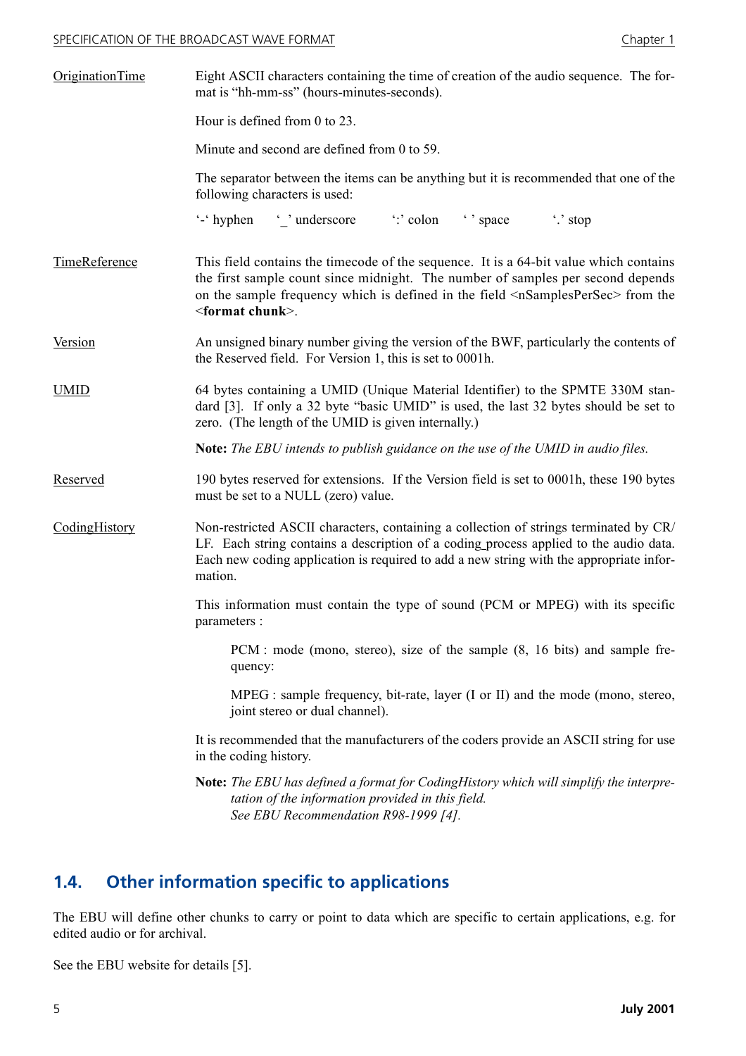OriginationTime — Eight ASCII characters containing the time of creation of the audio sequence. The format is “hh-mm-ss” (hours-minutes-seconds).

Hour is defined from 0 to 23.

Minute and second are defined from 0 to 59.

The separator between the items can be anything but it is recommended that one of the following characters is used:

‘-‘ hyphen ‘_’ underscore ‘:’ colon ‘ ’ space ‘.’ stop

TimeReference — This field contains the timecode of the sequence. It is a 64-bit value which contains the first sample count since midnight. The number of samples per second depends on the sample frequency which is defined in the field <nSamplesPerSec> from the <**format chunk**>.

Version — An unsigned binary number giving the version of the BWF, particularly the contents of the Reserved field. For Version 1, this is set to 0001h.

UMID — 64 bytes containing a UMID (Unique Material Identifier) to the SPMTE 330M standard [3]. If only a 32 byte “basic UMID” is used, the last 32 bytes should be set to zero. (The length of the UMID is given internally.)

**Note:** *The EBU intends to publish guidance on the use of the UMID in audio files.*

Reserved — 190 bytes reserved for extensions. If the Version field is set to 0001h, these 190 bytes must be set to a NULL (zero) value.

CodingHistory — Non-restricted ASCII characters, containing a collection of strings terminated by CR/LF. Each string contains a description of a coding process applied to the audio data. Each new coding application is required to add a new string with the appropriate information.

This information must contain the type of sound (PCM or MPEG) with its specific parameters :

PCM : mode (mono, stereo), size of the sample (8, 16 bits) and sample frequency:

MPEG : sample frequency, bit-rate, layer (I or II) and the mode (mono, stereo, joint stereo or dual channel).

It is recommended that the manufacturers of the coders provide an ASCII string for use in the coding history.

**Note:** *The EBU has defined a format for CodingHistory which will simplify the interpretation of the information provided in this field.*
*See EBU Recommendation R98-1999 [4].*

## 1.4. Other information specific to applications

The EBU will define other chunks to carry or point to data which are specific to certain applications, e.g. for edited audio or for archival.

See the EBU website for details [5].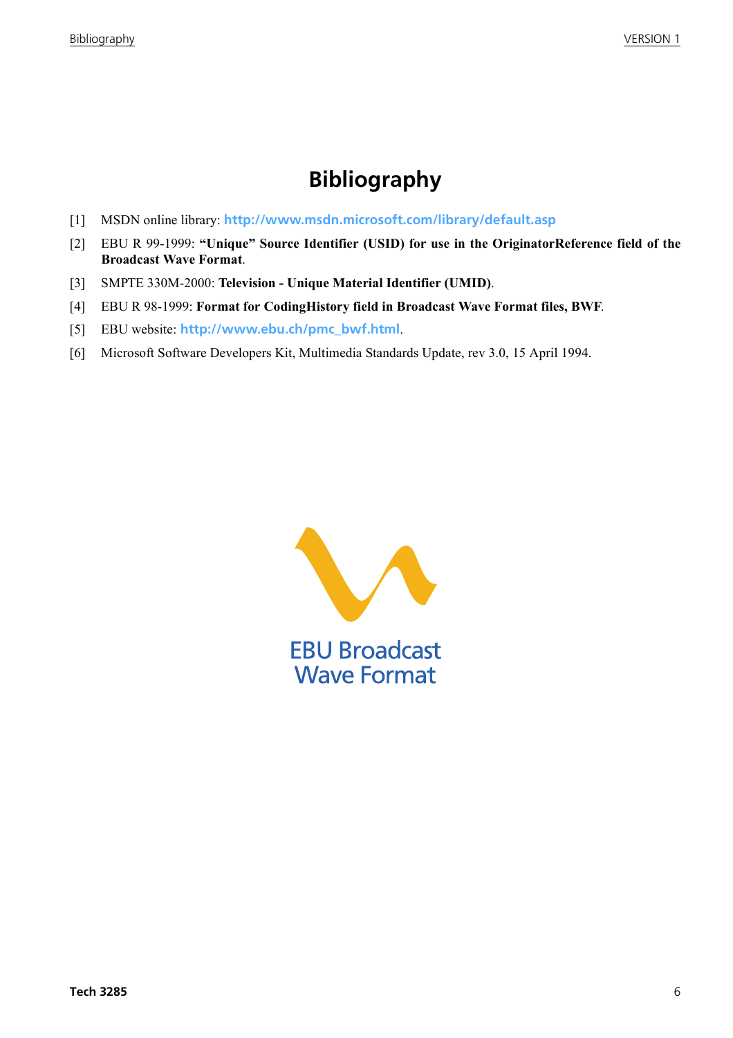# Bibliography

[1] MSDN online library: http://www.msdn.microsoft.com/library/default.asp

[2] EBU R 99-1999: **"Unique" Source Identifier (USID) for use in the OriginatorReference field of the Broadcast Wave Format**.

[3] SMPTE 330M-2000: **Television - Unique Material Identifier (UMID)**.

[4] EBU R 98-1999: **Format for CodingHistory field in Broadcast Wave Format files, BWF**.

[5] EBU website: http://www.ebu.ch/pmc_bwf.html.

[6] Microsoft Software Developers Kit, Multimedia Standards Update, rev 3.0, 15 April 1994.

EBU Broadcast Wave Format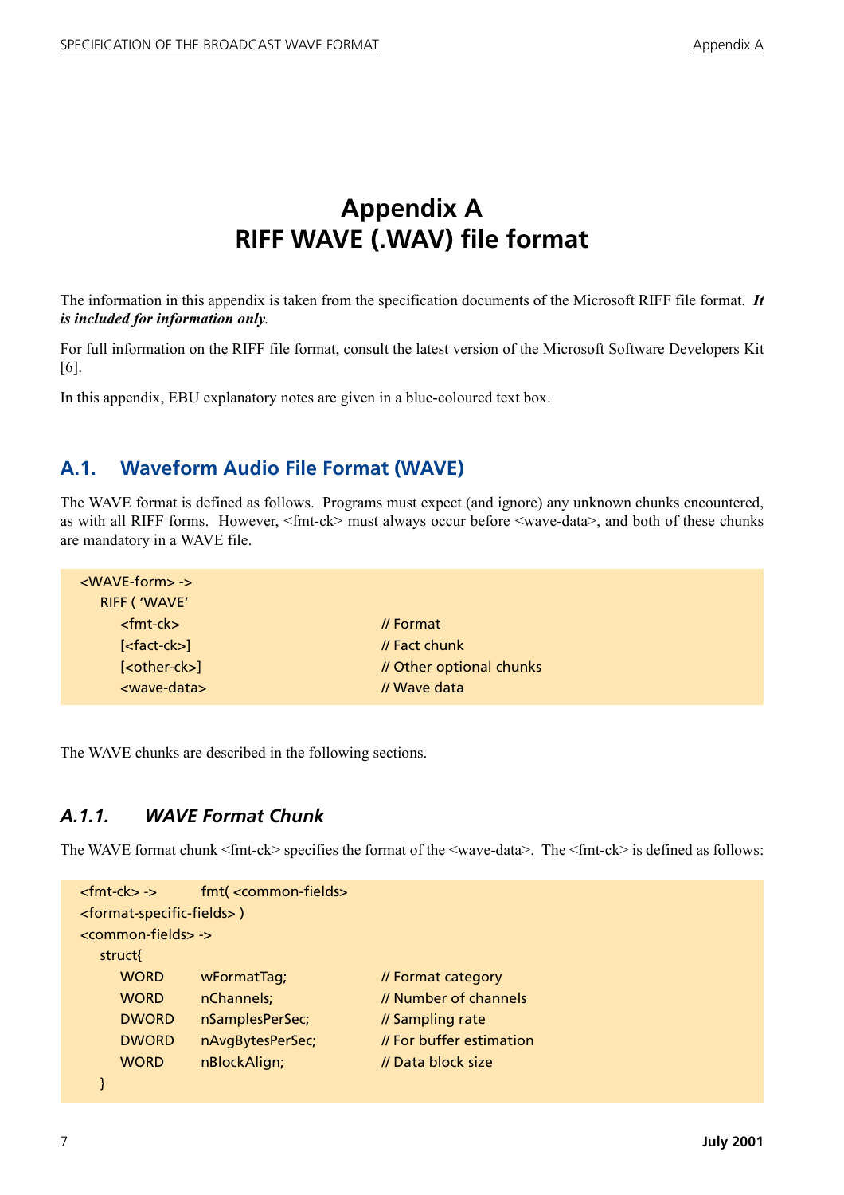# Appendix A
# RIFF WAVE (.WAV) file format

The information in this appendix is taken from the specification documents of the Microsoft RIFF file format. ***It is included for information only***.

For full information on the RIFF file format, consult the latest version of the Microsoft Software Developers Kit [6].

In this appendix, EBU explanatory notes are given in a blue-coloured text box.

## A.1. Waveform Audio File Format (WAVE)

The WAVE format is defined as follows. Programs must expect (and ignore) any unknown chunks encountered, as with all RIFF forms. However, <fmt-ck> must always occur before <wave-data>, and both of these chunks are mandatory in a WAVE file.

```
<WAVE-form> ->
    RIFF ( 'WAVE'
        <fmt-ck>                    // Format
        [<fact-ck>]                 // Fact chunk
        [<other-ck>]                // Other optional chunks
        <wave-data>                 // Wave data
```

The WAVE chunks are described in the following sections.

### *A.1.1. WAVE Format Chunk*

The WAVE format chunk <fmt-ck> specifies the format of the <wave-data>. The <fmt-ck> is defined as follows:

```
<fmt-ck> ->         fmt( <common-fields>
<format-specific-fields> )
<common-fields> ->
    struct{
        WORD    wFormatTag;         // Format category
        WORD    nChannels;          // Number of channels
        DWORD   nSamplesPerSec;     // Sampling rate
        DWORD   nAvgBytesPerSec;    // For buffer estimation
        WORD    nBlockAlign;        // Data block size
    }
```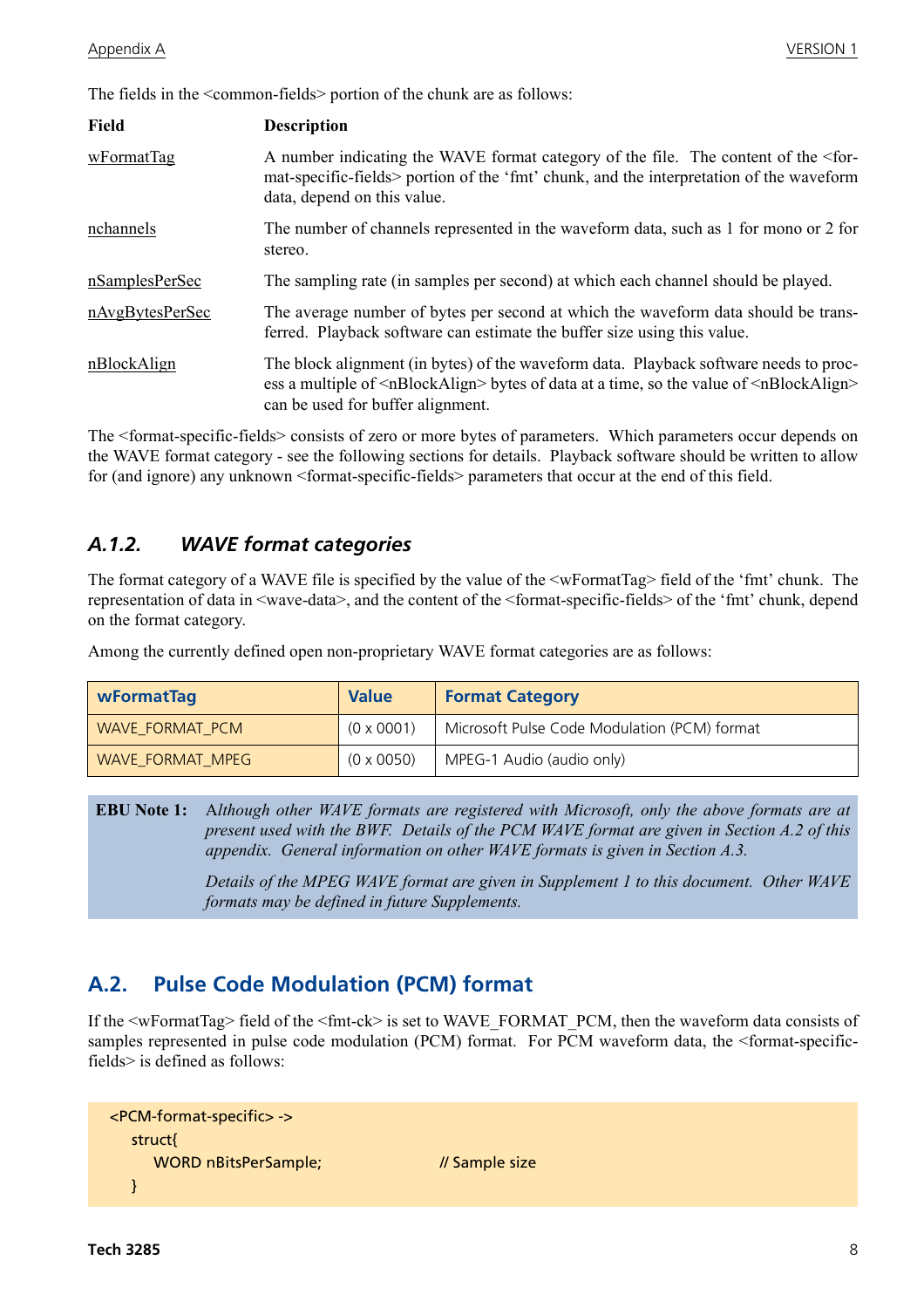The fields in the <common-fields> portion of the chunk are as follows:

| Field | Description |
|---|---|
| wFormatTag | A number indicating the WAVE format category of the file. The content of the <format-specific-fields> portion of the 'fmt' chunk, and the interpretation of the waveform data, depend on this value. |
| nchannels | The number of channels represented in the waveform data, such as 1 for mono or 2 for stereo. |
| nSamplesPerSec | The sampling rate (in samples per second) at which each channel should be played. |
| nAvgBytesPerSec | The average number of bytes per second at which the waveform data should be transferred. Playback software can estimate the buffer size using this value. |
| nBlockAlign | The block alignment (in bytes) of the waveform data. Playback software needs to process a multiple of <nBlockAlign> bytes of data at a time, so the value of <nBlockAlign> can be used for buffer alignment. |

The <format-specific-fields> consists of zero or more bytes of parameters. Which parameters occur depends on the WAVE format category - see the following sections for details. Playback software should be written to allow for (and ignore) any unknown <format-specific-fields> parameters that occur at the end of this field.

### A.1.2. WAVE format categories

The format category of a WAVE file is specified by the value of the <wFormatTag> field of the 'fmt' chunk. The representation of data in <wave-data>, and the content of the <format-specific-fields> of the 'fmt' chunk, depend on the format category.

Among the currently defined open non-proprietary WAVE format categories are as follows:

| wFormatTag | Value | Format Category |
|---|---|---|
| WAVE_FORMAT_PCM | (0 x 0001) | Microsoft Pulse Code Modulation (PCM) format |
| WAVE_FORMAT_MPEG | (0 x 0050) | MPEG-1 Audio (audio only) |

**EBU Note 1:** *Although other WAVE formats are registered with Microsoft, only the above formats are at present used with the BWF. Details of the PCM WAVE format are given in Section A.2 of this appendix. General information on other WAVE formats is given in Section A.3.*

*Details of the MPEG WAVE format are given in Supplement 1 to this document. Other WAVE formats may be defined in future Supplements.*

## A.2. Pulse Code Modulation (PCM) format

If the <wFormatTag> field of the <fmt-ck> is set to WAVE_FORMAT_PCM, then the waveform data consists of samples represented in pulse code modulation (PCM) format. For PCM waveform data, the <format-specific-fields> is defined as follows:

```
<PCM-format-specific> ->
   struct{
      WORD nBitsPerSample;                // Sample size
   }
```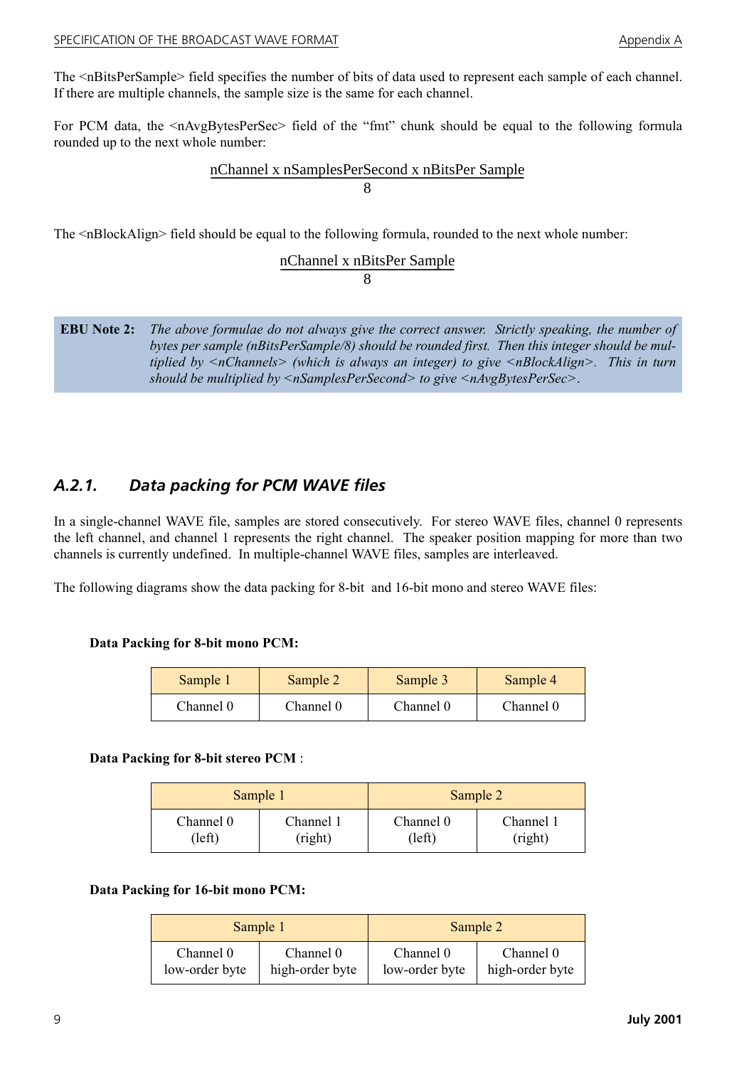The <nBitsPerSample> field specifies the number of bits of data used to represent each sample of each channel. If there are multiple channels, the sample size is the same for each channel.

For PCM data, the <nAvgBytesPerSec> field of the "fmt" chunk should be equal to the following formula rounded up to the next whole number:

$$\frac{\text{nChannel x nSamplesPerSecond x nBitsPer Sample}}{8}$$

The <nBlockAlign> field should be equal to the following formula, rounded to the next whole number:

$$\frac{\text{nChannel x nBitsPer Sample}}{8}$$

**EBU Note 2:** *The above formulae do not always give the correct answer. Strictly speaking, the number of bytes per sample (nBitsPerSample/8) should be rounded first. Then this integer should be multiplied by <nChannels> (which is always an integer) to give <nBlockAlign>. This in turn should be multiplied by <nSamplesPerSecond> to give <nAvgBytesPerSec>.*

### *A.2.1. Data packing for PCM WAVE files*

In a single-channel WAVE file, samples are stored consecutively. For stereo WAVE files, channel 0 represents the left channel, and channel 1 represents the right channel. The speaker position mapping for more than two channels is currently undefined. In multiple-channel WAVE files, samples are interleaved.

The following diagrams show the data packing for 8-bit and 16-bit mono and stereo WAVE files:

**Data Packing for 8-bit mono PCM:**

| Sample 1 | Sample 2 | Sample 3 | Sample 4 |
|---|---|---|---|
| Channel 0 | Channel 0 | Channel 0 | Channel 0 |

**Data Packing for 8-bit stereo PCM** :

| Sample 1 | | Sample 2 | |
|---|---|---|---|
| Channel 0 (left) | Channel 1 (right) | Channel 0 (left) | Channel 1 (right) |

**Data Packing for 16-bit mono PCM:**

| Sample 1 | | Sample 2 | |
|---|---|---|---|
| Channel 0 low-order byte | Channel 0 high-order byte | Channel 0 low-order byte | Channel 0 high-order byte |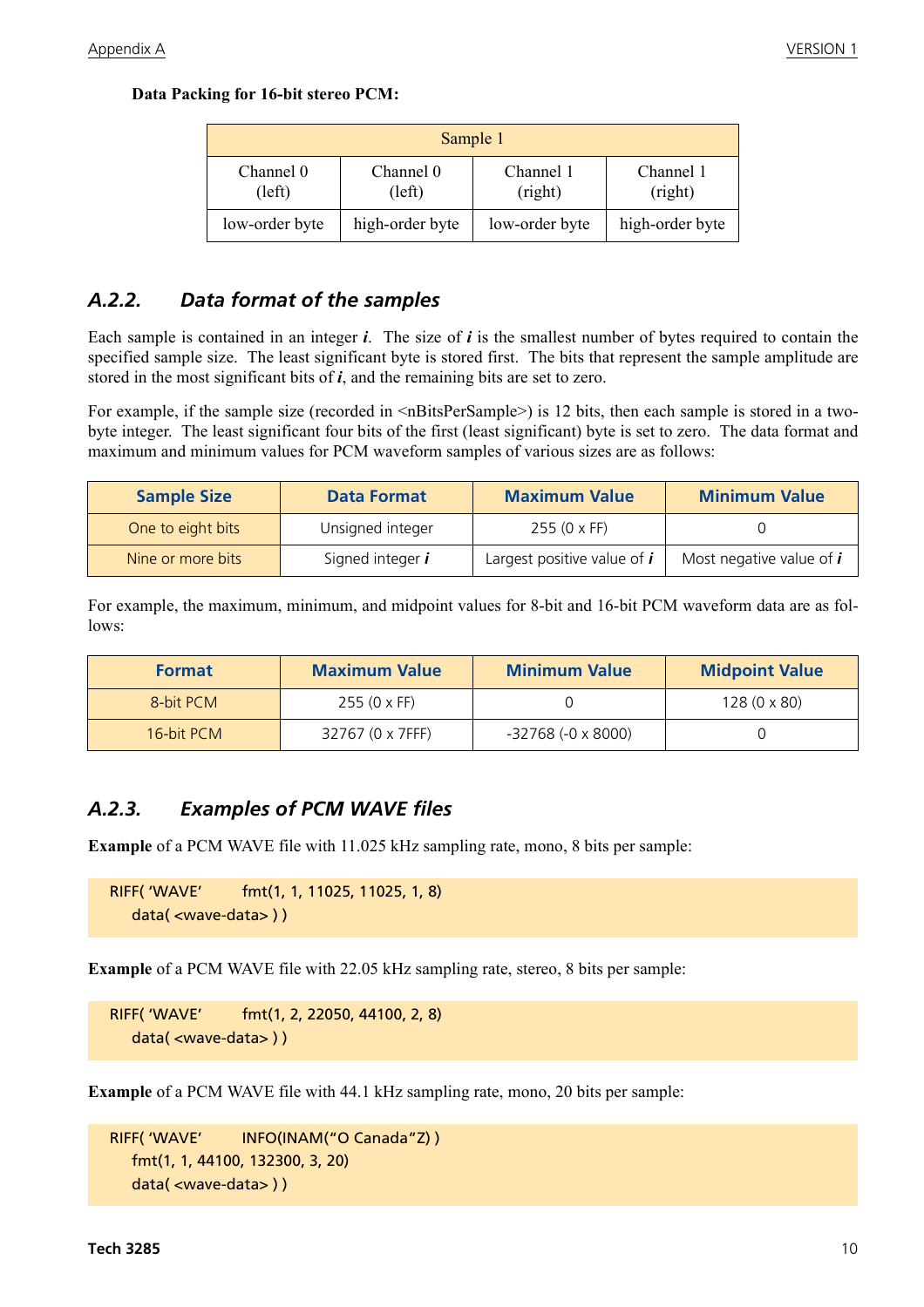**Data Packing for 16-bit stereo PCM:**

| Sample 1 | | | |
|---|---|---|---|
| Channel 0 (left) | Channel 0 (left) | Channel 1 (right) | Channel 1 (right) |
| low-order byte | high-order byte | low-order byte | high-order byte |

## A.2.2. Data format of the samples

Each sample is contained in an integer ***i***. The size of ***i*** is the smallest number of bytes required to contain the specified sample size. The least significant byte is stored first. The bits that represent the sample amplitude are stored in the most significant bits of ***i***, and the remaining bits are set to zero.

For example, if the sample size (recorded in <nBitsPerSample>) is 12 bits, then each sample is stored in a two-byte integer. The least significant four bits of the first (least significant) byte is set to zero. The data format and maximum and minimum values for PCM waveform samples of various sizes are as follows:

| Sample Size | Data Format | Maximum Value | Minimum Value |
|---|---|---|---|
| One to eight bits | Unsigned integer | 255 (0 x FF) | 0 |
| Nine or more bits | Signed integer ***i*** | Largest positive value of ***i*** | Most negative value of ***i*** |

For example, the maximum, minimum, and midpoint values for 8-bit and 16-bit PCM waveform data are as follows:

| Format | Maximum Value | Minimum Value | Midpoint Value |
|---|---|---|---|
| 8-bit PCM | 255 (0 x FF) | 0 | 128 (0 x 80) |
| 16-bit PCM | 32767 (0 x 7FFF) | -32768 (-0 x 8000) | 0 |

## A.2.3. Examples of PCM WAVE files

**Example** of a PCM WAVE file with 11.025 kHz sampling rate, mono, 8 bits per sample:

```
RIFF( 'WAVE'    fmt(1, 1, 11025, 11025, 1, 8)
    data( <wave-data> ) )
```

**Example** of a PCM WAVE file with 22.05 kHz sampling rate, stereo, 8 bits per sample:

```
RIFF( 'WAVE'    fmt(1, 2, 22050, 44100, 2, 8)
    data( <wave-data> ) )
```

**Example** of a PCM WAVE file with 44.1 kHz sampling rate, mono, 20 bits per sample:

```
RIFF( 'WAVE'    INFO(INAM("O Canada"Z) )
    fmt(1, 1, 44100, 132300, 3, 20)
    data( <wave-data> ) )
```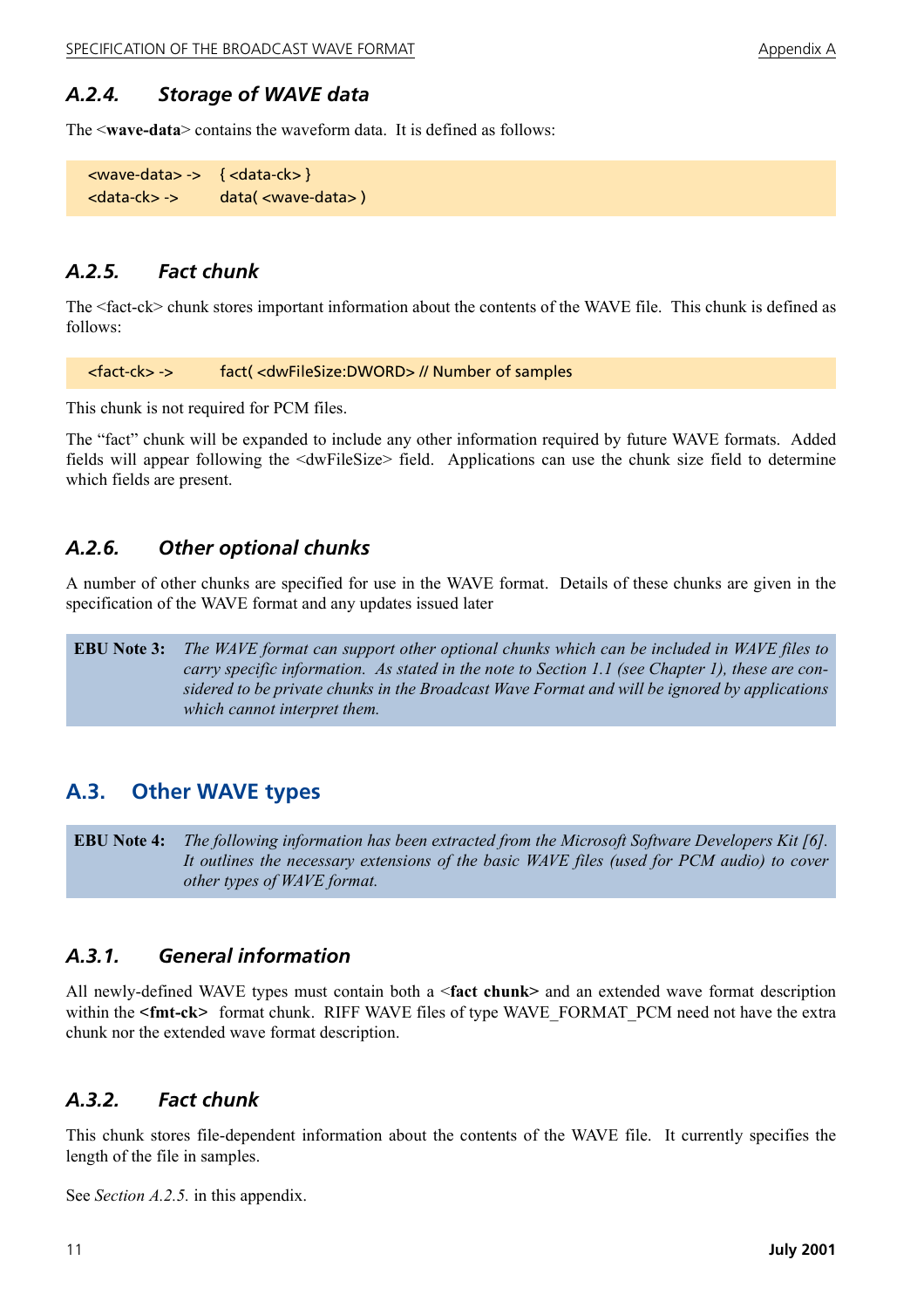### A.2.4. Storage of WAVE data

The <**wave-data**> contains the waveform data. It is defined as follows:

```
<wave-data> ->   { <data-ck> }
<data-ck> ->     data( <wave-data> )
```

### A.2.5. Fact chunk

The <fact-ck> chunk stores important information about the contents of the WAVE file. This chunk is defined as follows:

```
<fact-ck> ->     fact( <dwFileSize:DWORD> // Number of samples
```

This chunk is not required for PCM files.

The "fact" chunk will be expanded to include any other information required by future WAVE formats. Added fields will appear following the <dwFileSize> field. Applications can use the chunk size field to determine which fields are present.

### A.2.6. Other optional chunks

A number of other chunks are specified for use in the WAVE format. Details of these chunks are given in the specification of the WAVE format and any updates issued later

> **EBU Note 3:** *The WAVE format can support other optional chunks which can be included in WAVE files to carry specific information. As stated in the note to Section 1.1 (see Chapter 1), these are considered to be private chunks in the Broadcast Wave Format and will be ignored by applications which cannot interpret them.*

## A.3. Other WAVE types

> **EBU Note 4:** *The following information has been extracted from the Microsoft Software Developers Kit [6]. It outlines the necessary extensions of the basic WAVE files (used for PCM audio) to cover other types of WAVE format.*

### A.3.1. General information

All newly-defined WAVE types must contain both a <**fact chunk>** and an extended wave format description within the **<fmt-ck>** format chunk. RIFF WAVE files of type WAVE_FORMAT_PCM need not have the extra chunk nor the extended wave format description.

### A.3.2. Fact chunk

This chunk stores file-dependent information about the contents of the WAVE file. It currently specifies the length of the file in samples.

See *Section A.2.5.* in this appendix.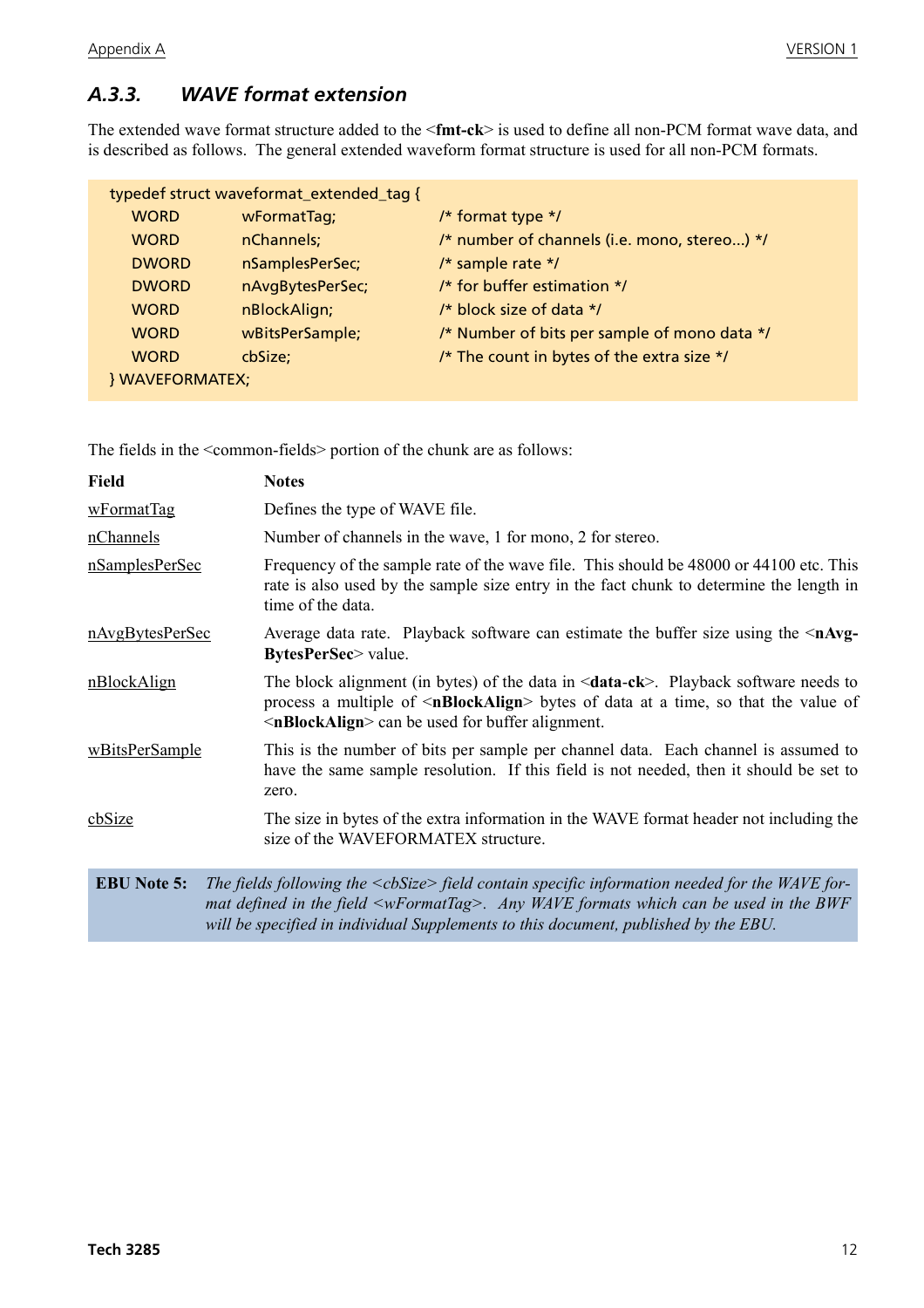### A.3.3. WAVE format extension

The extended wave format structure added to the <**fmt-ck**> is used to define all non-PCM format wave data, and is described as follows. The general extended waveform format structure is used for all non-PCM formats.

```
typedef struct waveformat_extended_tag {
    WORD        wFormatTag;         /* format type */
    WORD        nChannels;          /* number of channels (i.e. mono, stereo...) */
    DWORD       nSamplesPerSec;     /* sample rate */
    DWORD       nAvgBytesPerSec;    /* for buffer estimation */
    WORD        nBlockAlign;        /* block size of data */
    WORD        wBitsPerSample;     /* Number of bits per sample of mono data */
    WORD        cbSize;             /* The count in bytes of the extra size */
} WAVEFORMATEX;
```

The fields in the <common-fields> portion of the chunk are as follows:

| Field | Notes |
|---|---|
| wFormatTag | Defines the type of WAVE file. |
| nChannels | Number of channels in the wave, 1 for mono, 2 for stereo. |
| nSamplesPerSec | Frequency of the sample rate of the wave file. This should be 48000 or 44100 etc. This rate is also used by the sample size entry in the fact chunk to determine the length in time of the data. |
| nAvgBytesPerSec | Average data rate. Playback software can estimate the buffer size using the <**nAvgBytesPerSec**> value. |
| nBlockAlign | The block alignment (in bytes) of the data in <**data-ck**>. Playback software needs to process a multiple of <**nBlockAlign**> bytes of data at a time, so that the value of <**nBlockAlign**> can be used for buffer alignment. |
| wBitsPerSample | This is the number of bits per sample per channel data. Each channel is assumed to have the same sample resolution. If this field is not needed, then it should be set to zero. |
| cbSize | The size in bytes of the extra information in the WAVE format header not including the size of the WAVEFORMATEX structure. |

**EBU Note 5:** *The fields following the <cbSize> field contain specific information needed for the WAVE format defined in the field <wFormatTag>. Any WAVE formats which can be used in the BWF will be specified in individual Supplements to this document, published by the EBU.*